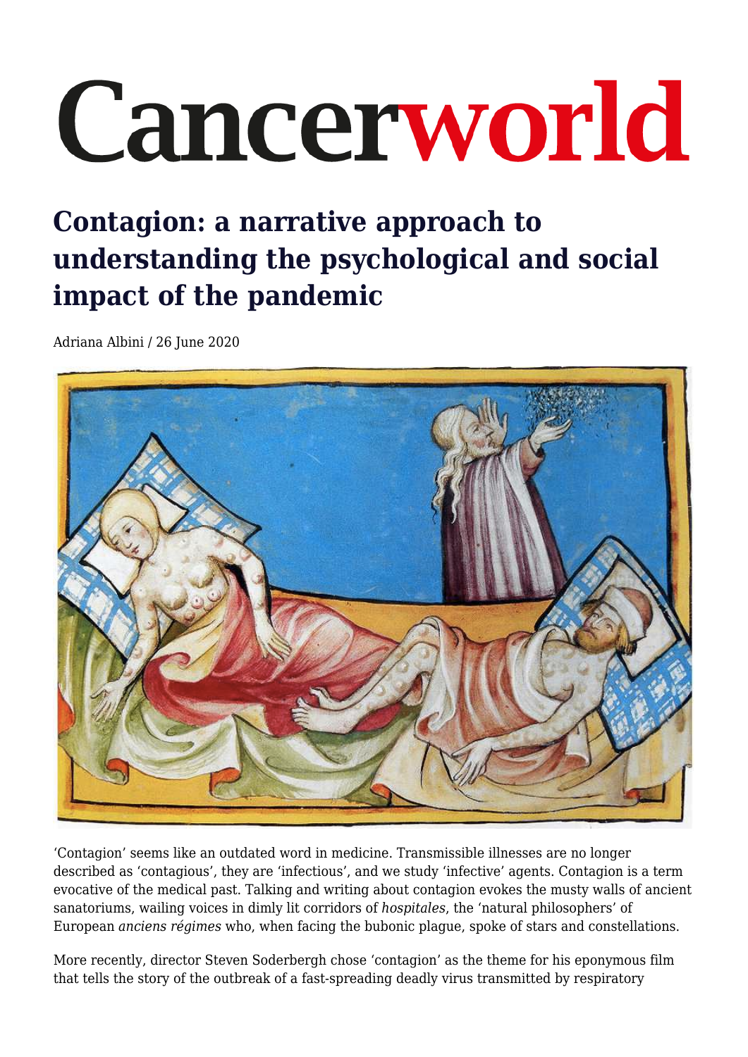# Cancerworld

## Contagion: a narrative approach to understanding the psychological and social impact of the pandemic

Adriana Albini / 26 June 2020

'Contagion' seems like an outdated word in medicine. Transmissible illnesses are no longer described as 'contagious', they are 'infectious', and we study 'infective' agents. Contagion is a term evocative of the medical past. Talking and writing about contagion evokes the musty walls of ancient sanatoriums, wailing voices in dimly lit corridors of *hospitales*, the 'natural philosophers' of European *anciens régimes* who, when facing the bubonic plague, spoke of stars and constellations.

More recently, director Steven Soderbergh chose 'contagion' as the theme for his eponymous film that tells the story of the outbreak of a fast-spreading deadly virus transmitted by respiratory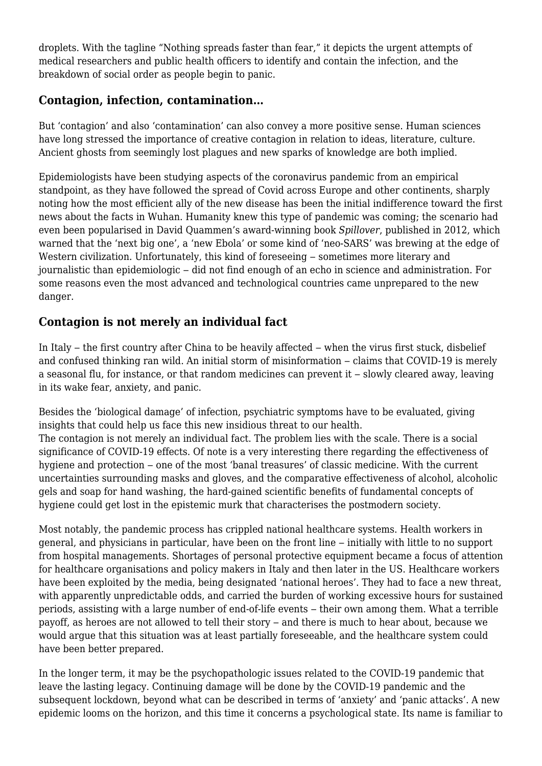droplets. With the tagline "Nothing spreads faster than fear," it depicts the urgent attempts of medical researchers and public health officers to identify and contain the infection, and the breakdown of social order as people begin to panic.

## Contagion, infection, contamination…

But 'contagion' and also 'contamination' can also convey a more positive sense. Human sciences have long stressed the importance of creative contagion in relation to ideas, literature, culture. Ancient ghosts from seemingly lost plagues and new sparks of knowledge are both implied.

Epidemiologists have been studying aspects of the coronavirus pandemic from an empirical standpoint, as they have followed the spread of Covid across Europe and other continents, sharply noting how the most efficient ally of the new disease has been the initial indifference toward the first news about the facts in Wuhan. Humanity knew this type of pandemic was coming; the scenario had even been popularised in David Quammen's award-winning book *Spillover*, published in 2012, which warned that the 'next big one', a 'new Ebola' or some kind of 'neo-SARS' was brewing at the edge of Western civilization. Unfortunately, this kind of foreseeing – sometimes more literary and journalistic than epidemiologic – did not find enough of an echo in science and administration. For some reasons even the most advanced and technological countries came unprepared to the new danger.

## Contagion is not merely an individual fact

In Italy – the first country after China to be heavily affected – when the virus first stuck, disbelief and confused thinking ran wild. An initial storm of misinformation – claims that COVID-19 is merely a seasonal flu, for instance, or that random medicines can prevent it – slowly cleared away, leaving in its wake fear, anxiety, and panic.

Besides the 'biological damage' of infection, psychiatric symptoms have to be evaluated, giving insights that could help us face this new insidious threat to our health.
The contagion is not merely an individual fact. The problem lies with the scale. There is a social significance of COVID-19 effects. Of note is a very interesting there regarding the effectiveness of hygiene and protection – one of the most 'banal treasures' of classic medicine. With the current uncertainties surrounding masks and gloves, and the comparative effectiveness of alcohol, alcoholic gels and soap for hand washing, the hard-gained scientific benefits of fundamental concepts of hygiene could get lost in the epistemic murk that characterises the postmodern society.

Most notably, the pandemic process has crippled national healthcare systems. Health workers in general, and physicians in particular, have been on the front line – initially with little to no support from hospital managements. Shortages of personal protective equipment became a focus of attention for healthcare organisations and policy makers in Italy and then later in the US. Healthcare workers have been exploited by the media, being designated 'national heroes'. They had to face a new threat, with apparently unpredictable odds, and carried the burden of working excessive hours for sustained periods, assisting with a large number of end-of-life events – their own among them. What a terrible payoff, as heroes are not allowed to tell their story – and there is much to hear about, because we would argue that this situation was at least partially foreseeable, and the healthcare system could have been better prepared.

In the longer term, it may be the psychopathologic issues related to the COVID-19 pandemic that leave the lasting legacy. Continuing damage will be done by the COVID-19 pandemic and the subsequent lockdown, beyond what can be described in terms of 'anxiety' and 'panic attacks'. A new epidemic looms on the horizon, and this time it concerns a psychological state. Its name is familiar to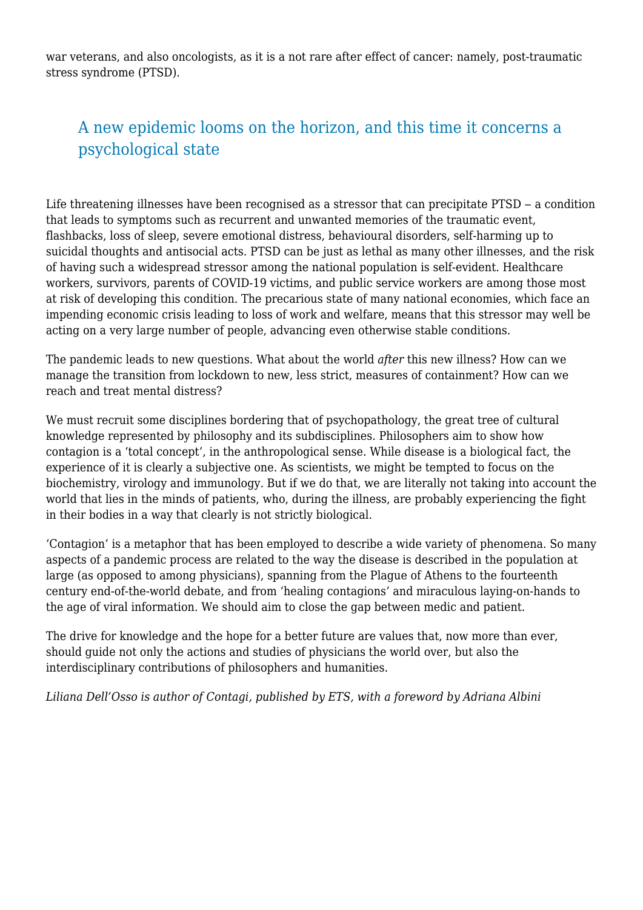war veterans, and also oncologists, as it is a not rare after effect of cancer: namely, post-traumatic stress syndrome (PTSD).

> A new epidemic looms on the horizon, and this time it concerns a psychological state

Life threatening illnesses have been recognised as a stressor that can precipitate PTSD – a condition that leads to symptoms such as recurrent and unwanted memories of the traumatic event, flashbacks, loss of sleep, severe emotional distress, behavioural disorders, self-harming up to suicidal thoughts and antisocial acts. PTSD can be just as lethal as many other illnesses, and the risk of having such a widespread stressor among the national population is self-evident. Healthcare workers, survivors, parents of COVID-19 victims, and public service workers are among those most at risk of developing this condition. The precarious state of many national economies, which face an impending economic crisis leading to loss of work and welfare, means that this stressor may well be acting on a very large number of people, advancing even otherwise stable conditions.

The pandemic leads to new questions. What about the world *after* this new illness? How can we manage the transition from lockdown to new, less strict, measures of containment? How can we reach and treat mental distress?

We must recruit some disciplines bordering that of psychopathology, the great tree of cultural knowledge represented by philosophy and its subdisciplines. Philosophers aim to show how contagion is a 'total concept', in the anthropological sense. While disease is a biological fact, the experience of it is clearly a subjective one. As scientists, we might be tempted to focus on the biochemistry, virology and immunology. But if we do that, we are literally not taking into account the world that lies in the minds of patients, who, during the illness, are probably experiencing the fight in their bodies in a way that clearly is not strictly biological.

'Contagion' is a metaphor that has been employed to describe a wide variety of phenomena. So many aspects of a pandemic process are related to the way the disease is described in the population at large (as opposed to among physicians), spanning from the Plague of Athens to the fourteenth century end-of-the-world debate, and from 'healing contagions' and miraculous laying-on-hands to the age of viral information. We should aim to close the gap between medic and patient.

The drive for knowledge and the hope for a better future are values that, now more than ever, should guide not only the actions and studies of physicians the world over, but also the interdisciplinary contributions of philosophers and humanities.

*Liliana Dell'Osso is author of Contagi, published by ETS, with a foreword by Adriana Albini*